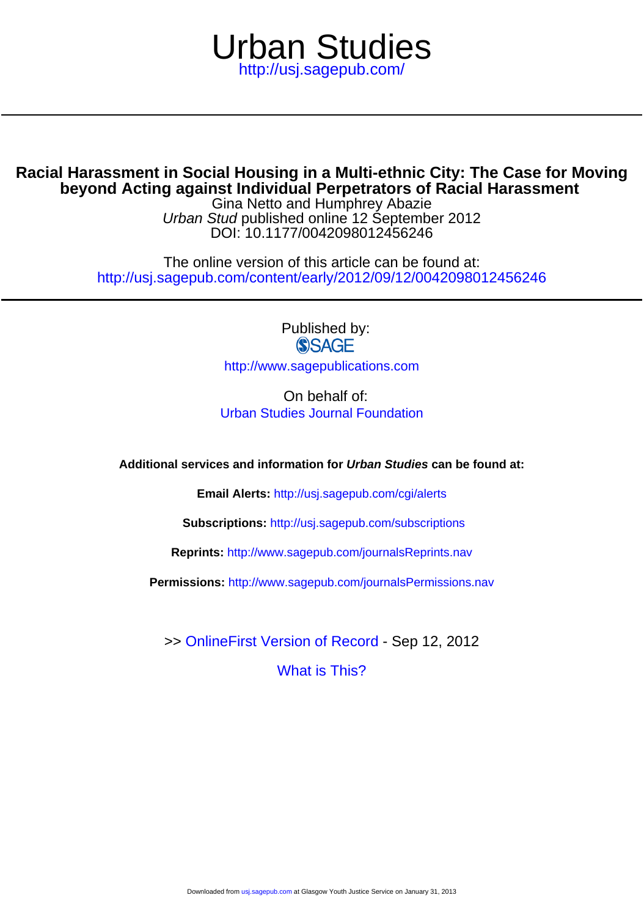# Urban Studies

http://usj.sagepub.com/

## Racial Harassment in Social Housing in a Multi-ethnic City: The Case for Moving beyond Acting against Individual Perpetrators of Racial Harassment

Gina Netto and Humphrey Abazie

*Urban Stud* published online 12 September 2012

DOI: 10.1177/0042098012456246

The online version of this article can be found at:

http://usj.sagepub.com/content/early/2012/09/12/0042098012456246

Published by:

SAGE

http://www.sagepublications.com

On behalf of:

Urban Studies Journal Foundation

**Additional services and information for *Urban Studies* can be found at:**

**Email Alerts:** http://usj.sagepub.com/cgi/alerts

**Subscriptions:** http://usj.sagepub.com/subscriptions

**Reprints:** http://www.sagepub.com/journalsReprints.nav

**Permissions:** http://www.sagepub.com/journalsPermissions.nav

>> OnlineFirst Version of Record - Sep 12, 2012

What is This?

Downloaded from usj.sagepub.com at Glasgow Youth Justice Service on January 31, 2013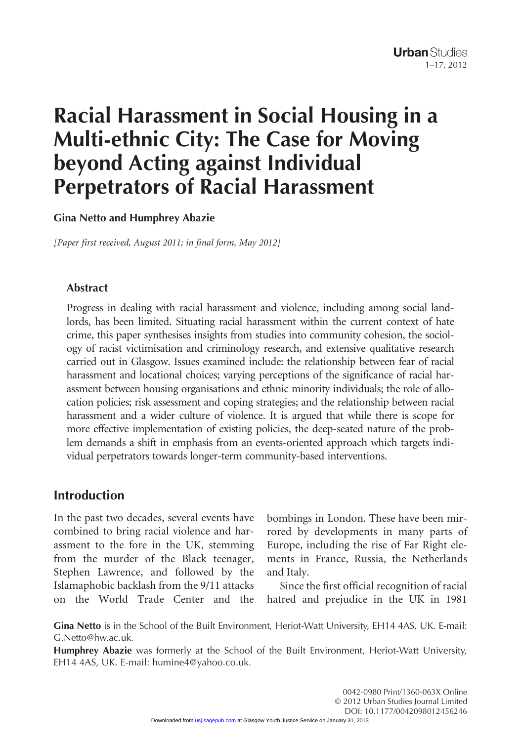# Racial Harassment in Social Housing in a Multi-ethnic City: The Case for Moving beyond Acting against Individual Perpetrators of Racial Harassment

**Gina Netto and Humphrey Abazie**

*[Paper first received, August 2011; in final form, May 2012]*

## Abstract

Progress in dealing with racial harassment and violence, including among social landlords, has been limited. Situating racial harassment within the current context of hate crime, this paper synthesises insights from studies into community cohesion, the sociology of racist victimisation and criminology research, and extensive qualitative research carried out in Glasgow. Issues examined include: the relationship between fear of racial harassment and locational choices; varying perceptions of the significance of racial harassment between housing organisations and ethnic minority individuals; the role of allocation policies; risk assessment and coping strategies; and the relationship between racial harassment and a wider culture of violence. It is argued that while there is scope for more effective implementation of existing policies, the deep-seated nature of the problem demands a shift in emphasis from an events-oriented approach which targets individual perpetrators towards longer-term community-based interventions.

## Introduction

In the past two decades, several events have combined to bring racial violence and harassment to the fore in the UK, stemming from the murder of the Black teenager, Stephen Lawrence, and followed by the Islamaphobic backlash from the 9/11 attacks on the World Trade Center and the bombings in London. These have been mirrored by developments in many parts of Europe, including the rise of Far Right elements in France, Russia, the Netherlands and Italy.

Since the first official recognition of racial hatred and prejudice in the UK in 1981

**Gina Netto** is in the School of the Built Environment, Heriot-Watt University, EH14 4AS, UK. E-mail: G.Netto@hw.ac.uk.

**Humphrey Abazie** was formerly at the School of the Built Environment, Heriot-Watt University, EH14 4AS, UK. E-mail: humine4@yahoo.co.uk.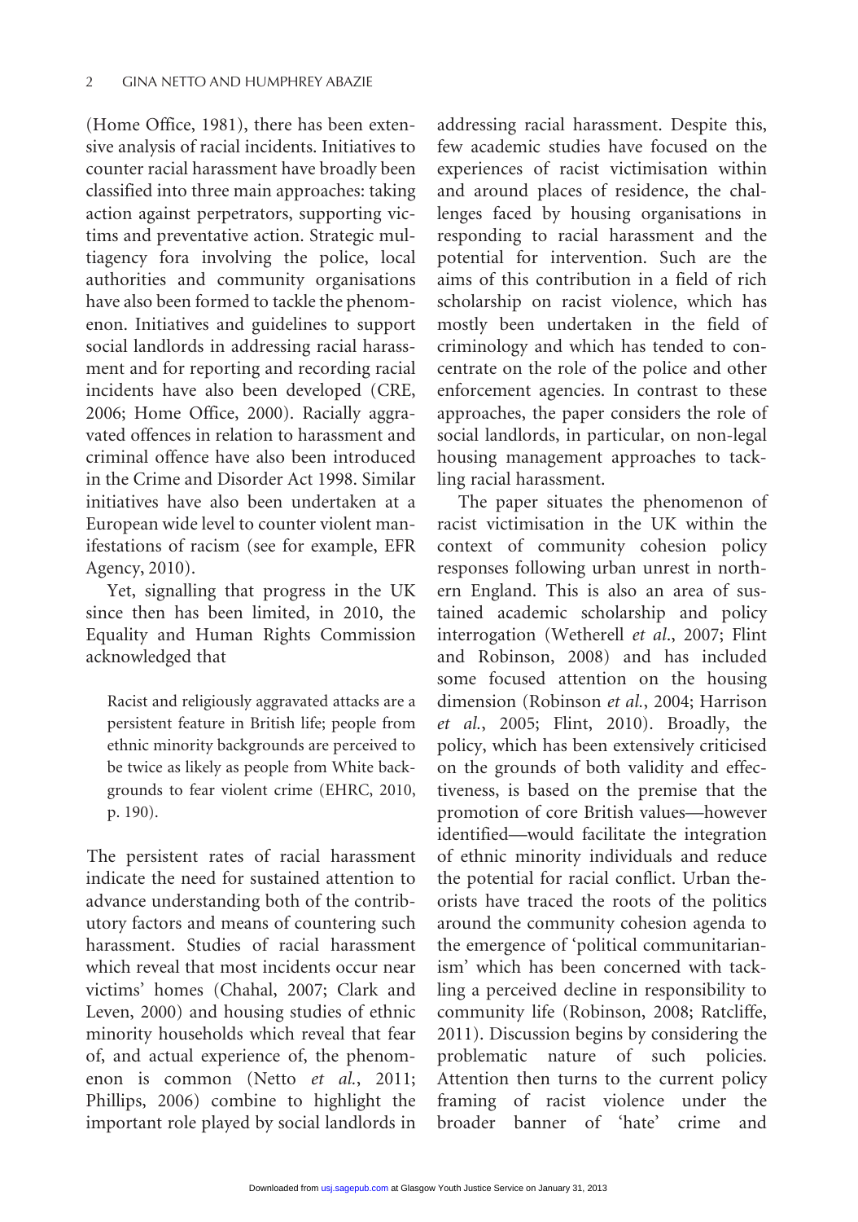(Home Office, 1981), there has been extensive analysis of racial incidents. Initiatives to counter racial harassment have broadly been classified into three main approaches: taking action against perpetrators, supporting victims and preventative action. Strategic multiagency fora involving the police, local authorities and community organisations have also been formed to tackle the phenomenon. Initiatives and guidelines to support social landlords in addressing racial harassment and for reporting and recording racial incidents have also been developed (CRE, 2006; Home Office, 2000). Racially aggravated offences in relation to harassment and criminal offence have also been introduced in the Crime and Disorder Act 1998. Similar initiatives have also been undertaken at a European wide level to counter violent manifestations of racism (see for example, EFR Agency, 2010).

Yet, signalling that progress in the UK since then has been limited, in 2010, the Equality and Human Rights Commission acknowledged that

> Racist and religiously aggravated attacks are a persistent feature in British life; people from ethnic minority backgrounds are perceived to be twice as likely as people from White backgrounds to fear violent crime (EHRC, 2010, p. 190).

The persistent rates of racial harassment indicate the need for sustained attention to advance understanding both of the contributory factors and means of countering such harassment. Studies of racial harassment which reveal that most incidents occur near victims' homes (Chahal, 2007; Clark and Leven, 2000) and housing studies of ethnic minority households which reveal that fear of, and actual experience of, the phenomenon is common (Netto *et al.*, 2011; Phillips, 2006) combine to highlight the important role played by social landlords in addressing racial harassment. Despite this, few academic studies have focused on the experiences of racist victimisation within and around places of residence, the challenges faced by housing organisations in responding to racial harassment and the potential for intervention. Such are the aims of this contribution in a field of rich scholarship on racist violence, which has mostly been undertaken in the field of criminology and which has tended to concentrate on the role of the police and other enforcement agencies. In contrast to these approaches, the paper considers the role of social landlords, in particular, on non-legal housing management approaches to tackling racial harassment.

The paper situates the phenomenon of racist victimisation in the UK within the context of community cohesion policy responses following urban unrest in northern England. This is also an area of sustained academic scholarship and policy interrogation (Wetherell *et al.*, 2007; Flint and Robinson, 2008) and has included some focused attention on the housing dimension (Robinson *et al.*, 2004; Harrison *et al.*, 2005; Flint, 2010). Broadly, the policy, which has been extensively criticised on the grounds of both validity and effectiveness, is based on the premise that the promotion of core British values—however identified—would facilitate the integration of ethnic minority individuals and reduce the potential for racial conflict. Urban theorists have traced the roots of the politics around the community cohesion agenda to the emergence of 'political communitarianism' which has been concerned with tackling a perceived decline in responsibility to community life (Robinson, 2008; Ratcliffe, 2011). Discussion begins by considering the problematic nature of such policies. Attention then turns to the current policy framing of racist violence under the broader banner of 'hate' crime and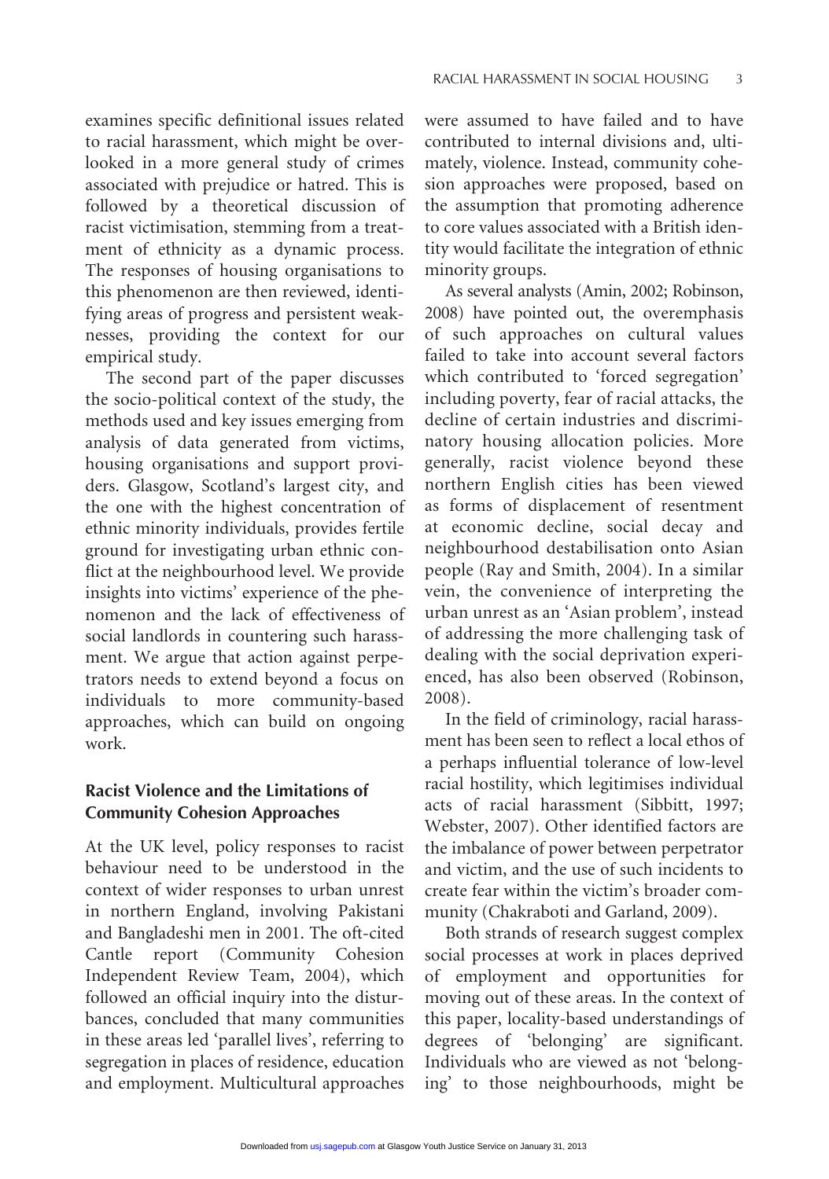examines specific definitional issues related to racial harassment, which might be overlooked in a more general study of crimes associated with prejudice or hatred. This is followed by a theoretical discussion of racist victimisation, stemming from a treatment of ethnicity as a dynamic process. The responses of housing organisations to this phenomenon are then reviewed, identifying areas of progress and persistent weaknesses, providing the context for our empirical study.

The second part of the paper discusses the socio-political context of the study, the methods used and key issues emerging from analysis of data generated from victims, housing organisations and support providers. Glasgow, Scotland's largest city, and the one with the highest concentration of ethnic minority individuals, provides fertile ground for investigating urban ethnic conflict at the neighbourhood level. We provide insights into victims' experience of the phenomenon and the lack of effectiveness of social landlords in countering such harassment. We argue that action against perpetrators needs to extend beyond a focus on individuals to more community-based approaches, which can build on ongoing work.

## Racist Violence and the Limitations of Community Cohesion Approaches

At the UK level, policy responses to racist behaviour need to be understood in the context of wider responses to urban unrest in northern England, involving Pakistani and Bangladeshi men in 2001. The oft-cited Cantle report (Community Cohesion Independent Review Team, 2004), which followed an official inquiry into the disturbances, concluded that many communities in these areas led 'parallel lives', referring to segregation in places of residence, education and employment. Multicultural approaches were assumed to have failed and to have contributed to internal divisions and, ultimately, violence. Instead, community cohesion approaches were proposed, based on the assumption that promoting adherence to core values associated with a British identity would facilitate the integration of ethnic minority groups.

As several analysts (Amin, 2002; Robinson, 2008) have pointed out, the overemphasis of such approaches on cultural values failed to take into account several factors which contributed to 'forced segregation' including poverty, fear of racial attacks, the decline of certain industries and discriminatory housing allocation policies. More generally, racist violence beyond these northern English cities has been viewed as forms of displacement of resentment at economic decline, social decay and neighbourhood destabilisation onto Asian people (Ray and Smith, 2004). In a similar vein, the convenience of interpreting the urban unrest as an 'Asian problem', instead of addressing the more challenging task of dealing with the social deprivation experienced, has also been observed (Robinson, 2008).

In the field of criminology, racial harassment has been seen to reflect a local ethos of a perhaps influential tolerance of low-level racial hostility, which legitimises individual acts of racial harassment (Sibbitt, 1997; Webster, 2007). Other identified factors are the imbalance of power between perpetrator and victim, and the use of such incidents to create fear within the victim's broader community (Chakraboti and Garland, 2009).

Both strands of research suggest complex social processes at work in places deprived of employment and opportunities for moving out of these areas. In the context of this paper, locality-based understandings of degrees of 'belonging' are significant. Individuals who are viewed as not 'belonging' to those neighbourhoods, might be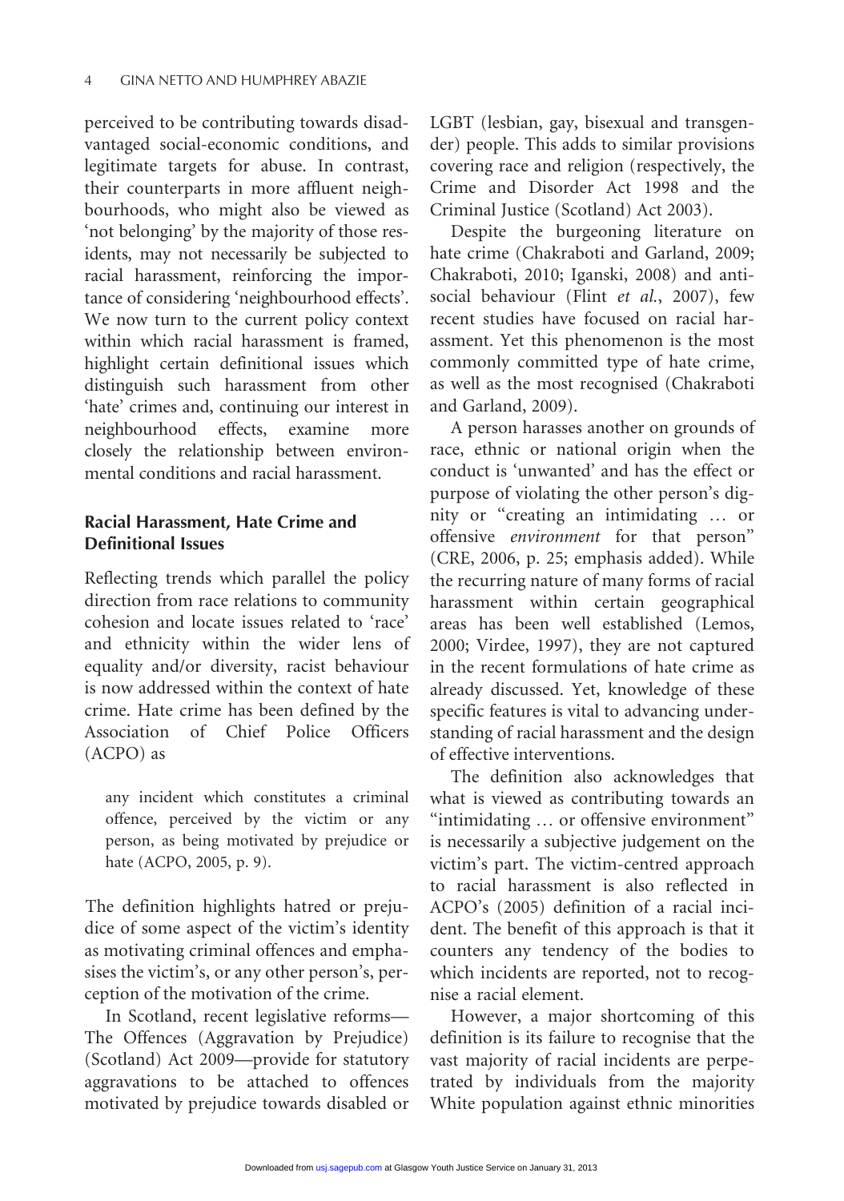perceived to be contributing towards disadvantaged social-economic conditions, and legitimate targets for abuse. In contrast, their counterparts in more affluent neighbourhoods, who might also be viewed as 'not belonging' by the majority of those residents, may not necessarily be subjected to racial harassment, reinforcing the importance of considering 'neighbourhood effects'. We now turn to the current policy context within which racial harassment is framed, highlight certain definitional issues which distinguish such harassment from other 'hate' crimes and, continuing our interest in neighbourhood effects, examine more closely the relationship between environmental conditions and racial harassment.

## Racial Harassment, Hate Crime and Definitional Issues

Reflecting trends which parallel the policy direction from race relations to community cohesion and locate issues related to 'race' and ethnicity within the wider lens of equality and/or diversity, racist behaviour is now addressed within the context of hate crime. Hate crime has been defined by the Association of Chief Police Officers (ACPO) as

> any incident which constitutes a criminal offence, perceived by the victim or any person, as being motivated by prejudice or hate (ACPO, 2005, p. 9).

The definition highlights hatred or prejudice of some aspect of the victim's identity as motivating criminal offences and emphasises the victim's, or any other person's, perception of the motivation of the crime.

In Scotland, recent legislative reforms—The Offences (Aggravation by Prejudice) (Scotland) Act 2009—provide for statutory aggravations to be attached to offences motivated by prejudice towards disabled or LGBT (lesbian, gay, bisexual and transgender) people. This adds to similar provisions covering race and religion (respectively, the Crime and Disorder Act 1998 and the Criminal Justice (Scotland) Act 2003).

Despite the burgeoning literature on hate crime (Chakraboti and Garland, 2009; Chakraboti, 2010; Iganski, 2008) and antisocial behaviour (Flint *et al.*, 2007), few recent studies have focused on racial harassment. Yet this phenomenon is the most commonly committed type of hate crime, as well as the most recognised (Chakraboti and Garland, 2009).

A person harasses another on grounds of race, ethnic or national origin when the conduct is 'unwanted' and has the effect or purpose of violating the other person's dignity or "creating an intimidating … or offensive *environment* for that person" (CRE, 2006, p. 25; emphasis added). While the recurring nature of many forms of racial harassment within certain geographical areas has been well established (Lemos, 2000; Virdee, 1997), they are not captured in the recent formulations of hate crime as already discussed. Yet, knowledge of these specific features is vital to advancing understanding of racial harassment and the design of effective interventions.

The definition also acknowledges that what is viewed as contributing towards an "intimidating … or offensive environment" is necessarily a subjective judgement on the victim's part. The victim-centred approach to racial harassment is also reflected in ACPO's (2005) definition of a racial incident. The benefit of this approach is that it counters any tendency of the bodies to which incidents are reported, not to recognise a racial element.

However, a major shortcoming of this definition is its failure to recognise that the vast majority of racial incidents are perpetrated by individuals from the majority White population against ethnic minorities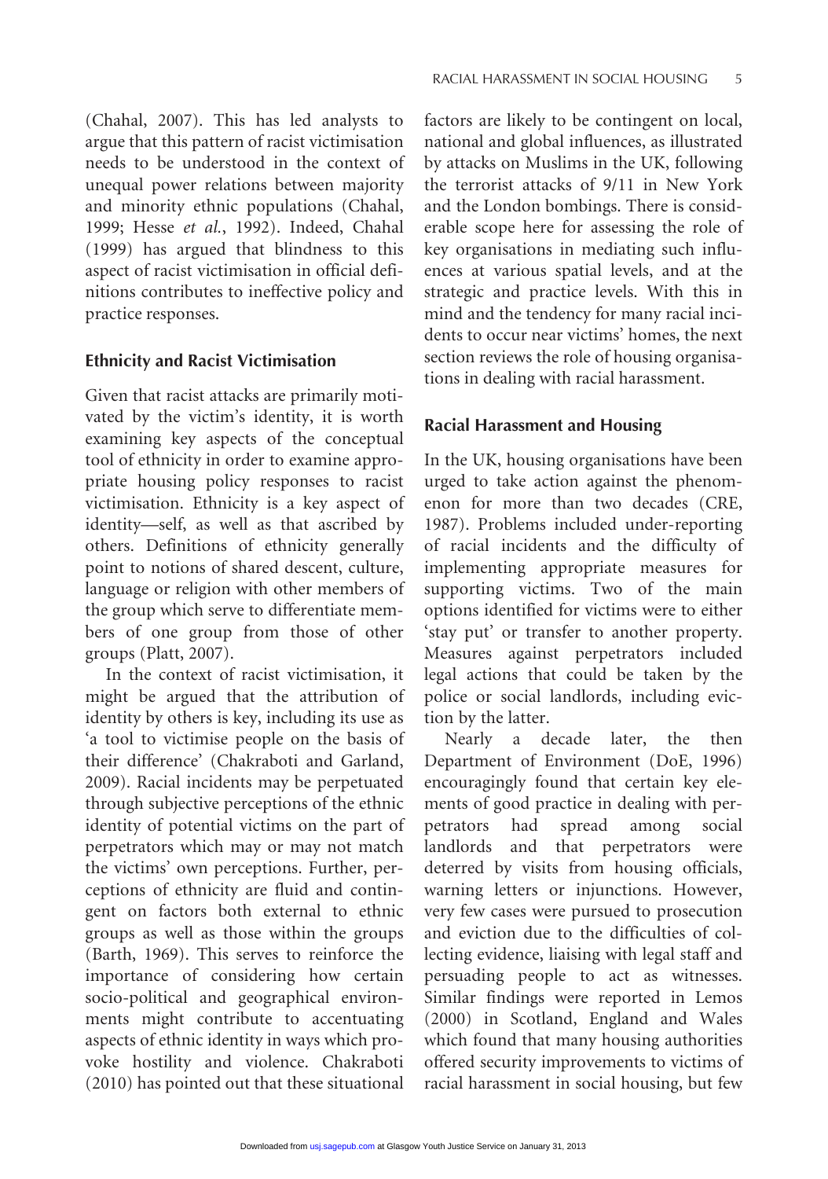(Chahal, 2007). This has led analysts to argue that this pattern of racist victimisation needs to be understood in the context of unequal power relations between majority and minority ethnic populations (Chahal, 1999; Hesse *et al.*, 1992). Indeed, Chahal (1999) has argued that blindness to this aspect of racist victimisation in official definitions contributes to ineffective policy and practice responses.

## Ethnicity and Racist Victimisation

Given that racist attacks are primarily motivated by the victim's identity, it is worth examining key aspects of the conceptual tool of ethnicity in order to examine appropriate housing policy responses to racist victimisation. Ethnicity is a key aspect of identity—self, as well as that ascribed by others. Definitions of ethnicity generally point to notions of shared descent, culture, language or religion with other members of the group which serve to differentiate members of one group from those of other groups (Platt, 2007).

In the context of racist victimisation, it might be argued that the attribution of identity by others is key, including its use as 'a tool to victimise people on the basis of their difference' (Chakraboti and Garland, 2009). Racial incidents may be perpetuated through subjective perceptions of the ethnic identity of potential victims on the part of perpetrators which may or may not match the victims' own perceptions. Further, perceptions of ethnicity are fluid and contingent on factors both external to ethnic groups as well as those within the groups (Barth, 1969). This serves to reinforce the importance of considering how certain socio-political and geographical environments might contribute to accentuating aspects of ethnic identity in ways which provoke hostility and violence. Chakraboti (2010) has pointed out that these situational factors are likely to be contingent on local, national and global influences, as illustrated by attacks on Muslims in the UK, following the terrorist attacks of 9/11 in New York and the London bombings. There is considerable scope here for assessing the role of key organisations in mediating such influences at various spatial levels, and at the strategic and practice levels. With this in mind and the tendency for many racial incidents to occur near victims' homes, the next section reviews the role of housing organisations in dealing with racial harassment.

## Racial Harassment and Housing

In the UK, housing organisations have been urged to take action against the phenomenon for more than two decades (CRE, 1987). Problems included under-reporting of racial incidents and the difficulty of implementing appropriate measures for supporting victims. Two of the main options identified for victims were to either 'stay put' or transfer to another property. Measures against perpetrators included legal actions that could be taken by the police or social landlords, including eviction by the latter.

Nearly a decade later, the then Department of Environment (DoE, 1996) encouragingly found that certain key elements of good practice in dealing with perpetrators had spread among social landlords and that perpetrators were deterred by visits from housing officials, warning letters or injunctions. However, very few cases were pursued to prosecution and eviction due to the difficulties of collecting evidence, liaising with legal staff and persuading people to act as witnesses. Similar findings were reported in Lemos (2000) in Scotland, England and Wales which found that many housing authorities offered security improvements to victims of racial harassment in social housing, but few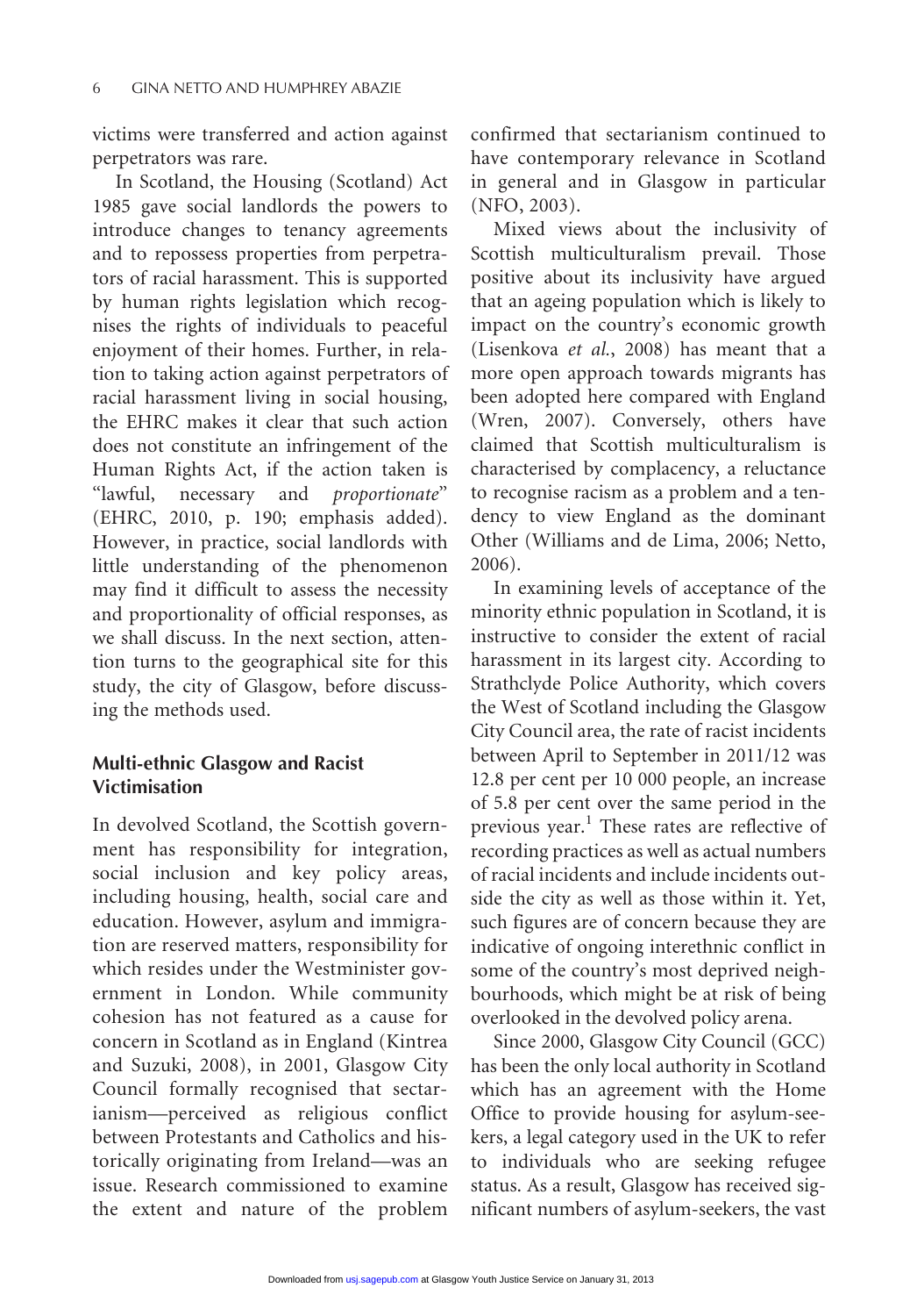victims were transferred and action against perpetrators was rare.

In Scotland, the Housing (Scotland) Act 1985 gave social landlords the powers to introduce changes to tenancy agreements and to repossess properties from perpetrators of racial harassment. This is supported by human rights legislation which recognises the rights of individuals to peaceful enjoyment of their homes. Further, in relation to taking action against perpetrators of racial harassment living in social housing, the EHRC makes it clear that such action does not constitute an infringement of the Human Rights Act, if the action taken is "lawful, necessary and *proportionate*" (EHRC, 2010, p. 190; emphasis added). However, in practice, social landlords with little understanding of the phenomenon may find it difficult to assess the necessity and proportionality of official responses, as we shall discuss. In the next section, attention turns to the geographical site for this study, the city of Glasgow, before discussing the methods used.

## Multi-ethnic Glasgow and Racist Victimisation

In devolved Scotland, the Scottish government has responsibility for integration, social inclusion and key policy areas, including housing, health, social care and education. However, asylum and immigration are reserved matters, responsibility for which resides under the Westminister government in London. While community cohesion has not featured as a cause for concern in Scotland as in England (Kintrea and Suzuki, 2008), in 2001, Glasgow City Council formally recognised that sectarianism—perceived as religious conflict between Protestants and Catholics and historically originating from Ireland—was an issue. Research commissioned to examine the extent and nature of the problem confirmed that sectarianism continued to have contemporary relevance in Scotland in general and in Glasgow in particular (NFO, 2003).

Mixed views about the inclusivity of Scottish multiculturalism prevail. Those positive about its inclusivity have argued that an ageing population which is likely to impact on the country's economic growth (Lisenkova *et al.*, 2008) has meant that a more open approach towards migrants has been adopted here compared with England (Wren, 2007). Conversely, others have claimed that Scottish multiculturalism is characterised by complacency, a reluctance to recognise racism as a problem and a tendency to view England as the dominant Other (Williams and de Lima, 2006; Netto, 2006).

In examining levels of acceptance of the minority ethnic population in Scotland, it is instructive to consider the extent of racial harassment in its largest city. According to Strathclyde Police Authority, which covers the West of Scotland including the Glasgow City Council area, the rate of racist incidents between April to September in 2011/12 was 12.8 per cent per 10 000 people, an increase of 5.8 per cent over the same period in the previous year.[1] These rates are reflective of recording practices as well as actual numbers of racial incidents and include incidents outside the city as well as those within it. Yet, such figures are of concern because they are indicative of ongoing interethnic conflict in some of the country's most deprived neighbourhoods, which might be at risk of being overlooked in the devolved policy arena.

Since 2000, Glasgow City Council (GCC) has been the only local authority in Scotland which has an agreement with the Home Office to provide housing for asylum-seekers, a legal category used in the UK to refer to individuals who are seeking refugee status. As a result, Glasgow has received significant numbers of asylum-seekers, the vast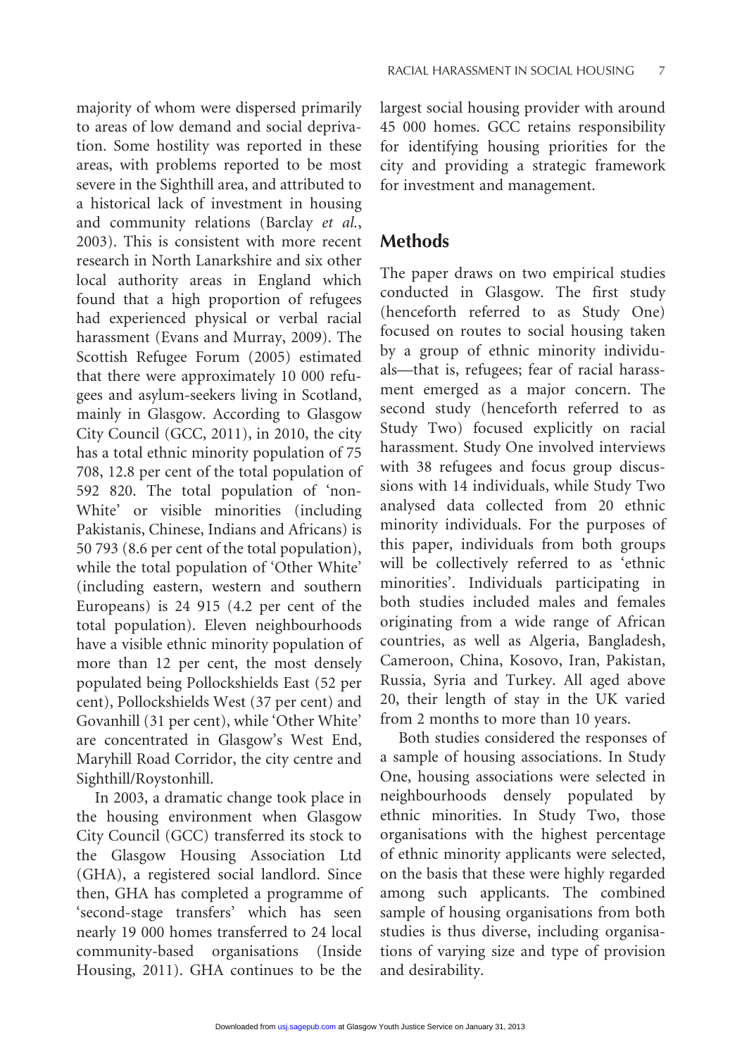majority of whom were dispersed primarily to areas of low demand and social deprivation. Some hostility was reported in these areas, with problems reported to be most severe in the Sighthill area, and attributed to a historical lack of investment in housing and community relations (Barclay *et al.*, 2003). This is consistent with more recent research in North Lanarkshire and six other local authority areas in England which found that a high proportion of refugees had experienced physical or verbal racial harassment (Evans and Murray, 2009). The Scottish Refugee Forum (2005) estimated that there were approximately 10 000 refugees and asylum-seekers living in Scotland, mainly in Glasgow. According to Glasgow City Council (GCC, 2011), in 2010, the city has a total ethnic minority population of 75 708, 12.8 per cent of the total population of 592 820. The total population of 'non-White' or visible minorities (including Pakistanis, Chinese, Indians and Africans) is 50 793 (8.6 per cent of the total population), while the total population of 'Other White' (including eastern, western and southern Europeans) is 24 915 (4.2 per cent of the total population). Eleven neighbourhoods have a visible ethnic minority population of more than 12 per cent, the most densely populated being Pollockshields East (52 per cent), Pollockshields West (37 per cent) and Govanhill (31 per cent), while 'Other White' are concentrated in Glasgow's West End, Maryhill Road Corridor, the city centre and Sighthill/Roystonhill.

In 2003, a dramatic change took place in the housing environment when Glasgow City Council (GCC) transferred its stock to the Glasgow Housing Association Ltd (GHA), a registered social landlord. Since then, GHA has completed a programme of 'second-stage transfers' which has seen nearly 19 000 homes transferred to 24 local community-based organisations (Inside Housing, 2011). GHA continues to be the largest social housing provider with around 45 000 homes. GCC retains responsibility for identifying housing priorities for the city and providing a strategic framework for investment and management.

## Methods

The paper draws on two empirical studies conducted in Glasgow. The first study (henceforth referred to as Study One) focused on routes to social housing taken by a group of ethnic minority individuals—that is, refugees; fear of racial harassment emerged as a major concern. The second study (henceforth referred to as Study Two) focused explicitly on racial harassment. Study One involved interviews with 38 refugees and focus group discussions with 14 individuals, while Study Two analysed data collected from 20 ethnic minority individuals. For the purposes of this paper, individuals from both groups will be collectively referred to as 'ethnic minorities'. Individuals participating in both studies included males and females originating from a wide range of African countries, as well as Algeria, Bangladesh, Cameroon, China, Kosovo, Iran, Pakistan, Russia, Syria and Turkey. All aged above 20, their length of stay in the UK varied from 2 months to more than 10 years.

Both studies considered the responses of a sample of housing associations. In Study One, housing associations were selected in neighbourhoods densely populated by ethnic minorities. In Study Two, those organisations with the highest percentage of ethnic minority applicants were selected, on the basis that these were highly regarded among such applicants. The combined sample of housing organisations from both studies is thus diverse, including organisations of varying size and type of provision and desirability.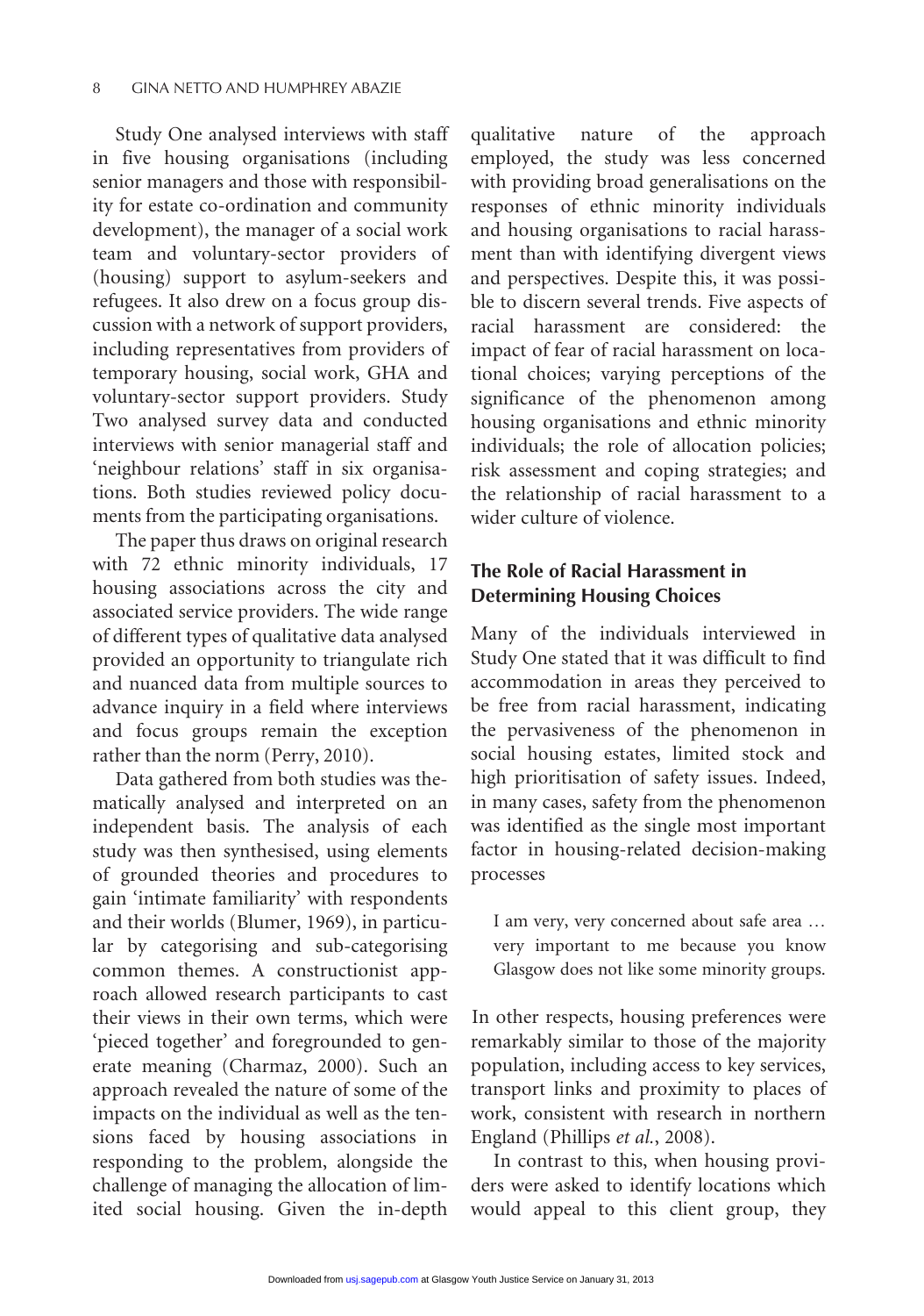Study One analysed interviews with staff in five housing organisations (including senior managers and those with responsibility for estate co-ordination and community development), the manager of a social work team and voluntary-sector providers of (housing) support to asylum-seekers and refugees. It also drew on a focus group discussion with a network of support providers, including representatives from providers of temporary housing, social work, GHA and voluntary-sector support providers. Study Two analysed survey data and conducted interviews with senior managerial staff and 'neighbour relations' staff in six organisations. Both studies reviewed policy documents from the participating organisations.

The paper thus draws on original research with 72 ethnic minority individuals, 17 housing associations across the city and associated service providers. The wide range of different types of qualitative data analysed provided an opportunity to triangulate rich and nuanced data from multiple sources to advance inquiry in a field where interviews and focus groups remain the exception rather than the norm (Perry, 2010).

Data gathered from both studies was thematically analysed and interpreted on an independent basis. The analysis of each study was then synthesised, using elements of grounded theories and procedures to gain 'intimate familiarity' with respondents and their worlds (Blumer, 1969), in particular by categorising and sub-categorising common themes. A constructionist approach allowed research participants to cast their views in their own terms, which were 'pieced together' and foregrounded to generate meaning (Charmaz, 2000). Such an approach revealed the nature of some of the impacts on the individual as well as the tensions faced by housing associations in responding to the problem, alongside the challenge of managing the allocation of limited social housing. Given the in-depth qualitative nature of the approach employed, the study was less concerned with providing broad generalisations on the responses of ethnic minority individuals and housing organisations to racial harassment than with identifying divergent views and perspectives. Despite this, it was possible to discern several trends. Five aspects of racial harassment are considered: the impact of fear of racial harassment on locational choices; varying perceptions of the significance of the phenomenon among housing organisations and ethnic minority individuals; the role of allocation policies; risk assessment and coping strategies; and the relationship of racial harassment to a wider culture of violence.

## The Role of Racial Harassment in Determining Housing Choices

Many of the individuals interviewed in Study One stated that it was difficult to find accommodation in areas they perceived to be free from racial harassment, indicating the pervasiveness of the phenomenon in social housing estates, limited stock and high prioritisation of safety issues. Indeed, in many cases, safety from the phenomenon was identified as the single most important factor in housing-related decision-making processes

> I am very, very concerned about safe area … very important to me because you know Glasgow does not like some minority groups.

In other respects, housing preferences were remarkably similar to those of the majority population, including access to key services, transport links and proximity to places of work, consistent with research in northern England (Phillips *et al.*, 2008).

In contrast to this, when housing providers were asked to identify locations which would appeal to this client group, they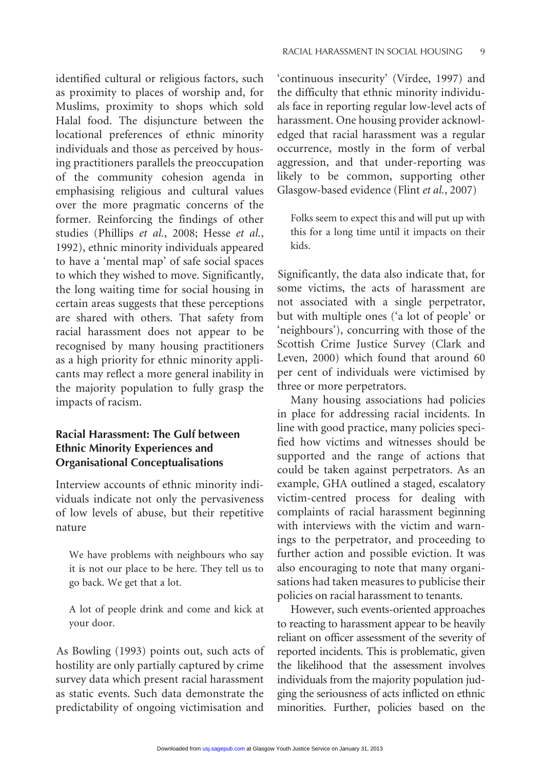identified cultural or religious factors, such as proximity to places of worship and, for Muslims, proximity to shops which sold Halal food. The disjuncture between the locational preferences of ethnic minority individuals and those as perceived by housing practitioners parallels the preoccupation of the community cohesion agenda in emphasising religious and cultural values over the more pragmatic concerns of the former. Reinforcing the findings of other studies (Phillips *et al.*, 2008; Hesse *et al.*, 1992), ethnic minority individuals appeared to have a 'mental map' of safe social spaces to which they wished to move. Significantly, the long waiting time for social housing in certain areas suggests that these perceptions are shared with others. That safety from racial harassment does not appear to be recognised by many housing practitioners as a high priority for ethnic minority applicants may reflect a more general inability in the majority population to fully grasp the impacts of racism.

### Racial Harassment: The Gulf between Ethnic Minority Experiences and Organisational Conceptualisations

Interview accounts of ethnic minority individuals indicate not only the pervasiveness of low levels of abuse, but their repetitive nature

> We have problems with neighbours who say it is not our place to be here. They tell us to go back. We get that a lot.

> A lot of people drink and come and kick at your door.

As Bowling (1993) points out, such acts of hostility are only partially captured by crime survey data which present racial harassment as static events. Such data demonstrate the predictability of ongoing victimisation and 'continuous insecurity' (Virdee, 1997) and the difficulty that ethnic minority individuals face in reporting regular low-level acts of harassment. One housing provider acknowledged that racial harassment was a regular occurrence, mostly in the form of verbal aggression, and that under-reporting was likely to be common, supporting other Glasgow-based evidence (Flint *et al.*, 2007)

> Folks seem to expect this and will put up with this for a long time until it impacts on their kids.

Significantly, the data also indicate that, for some victims, the acts of harassment are not associated with a single perpetrator, but with multiple ones ('a lot of people' or 'neighbours'), concurring with those of the Scottish Crime Justice Survey (Clark and Leven, 2000) which found that around 60 per cent of individuals were victimised by three or more perpetrators.

Many housing associations had policies in place for addressing racial incidents. In line with good practice, many policies specified how victims and witnesses should be supported and the range of actions that could be taken against perpetrators. As an example, GHA outlined a staged, escalatory victim-centred process for dealing with complaints of racial harassment beginning with interviews with the victim and warnings to the perpetrator, and proceeding to further action and possible eviction. It was also encouraging to note that many organisations had taken measures to publicise their policies on racial harassment to tenants.

However, such events-oriented approaches to reacting to harassment appear to be heavily reliant on officer assessment of the severity of reported incidents. This is problematic, given the likelihood that the assessment involves individuals from the majority population judging the seriousness of acts inflicted on ethnic minorities. Further, policies based on the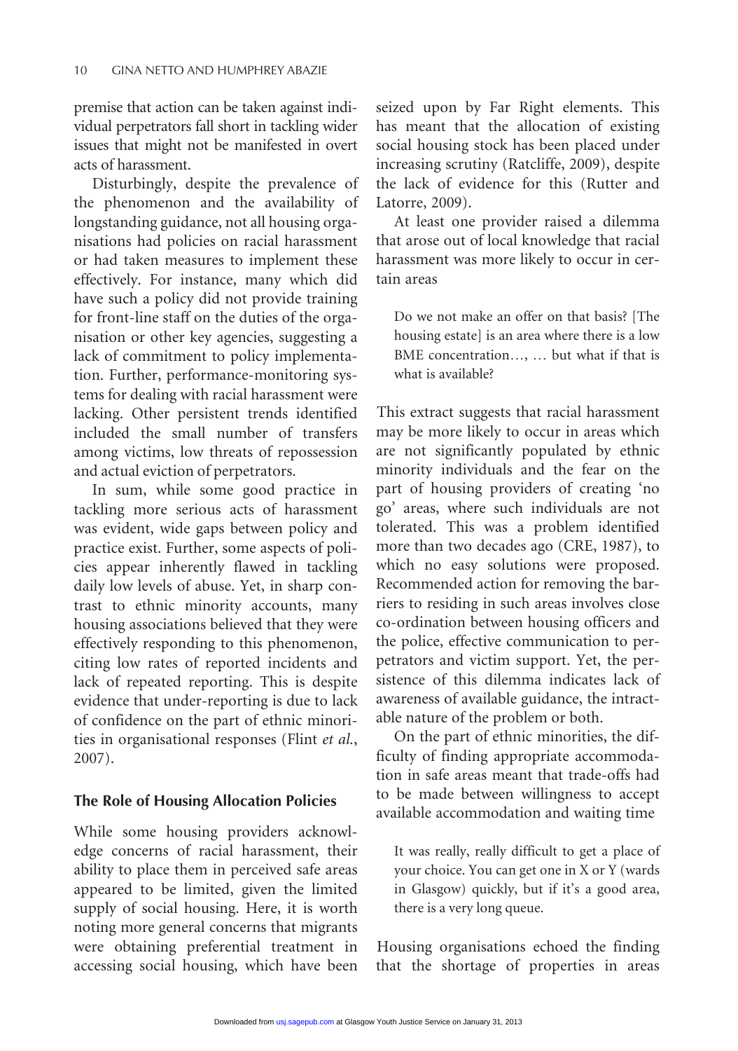premise that action can be taken against individual perpetrators fall short in tackling wider issues that might not be manifested in overt acts of harassment.

Disturbingly, despite the prevalence of the phenomenon and the availability of longstanding guidance, not all housing organisations had policies on racial harassment or had taken measures to implement these effectively. For instance, many which did have such a policy did not provide training for front-line staff on the duties of the organisation or other key agencies, suggesting a lack of commitment to policy implementation. Further, performance-monitoring systems for dealing with racial harassment were lacking. Other persistent trends identified included the small number of transfers among victims, low threats of repossession and actual eviction of perpetrators.

In sum, while some good practice in tackling more serious acts of harassment was evident, wide gaps between policy and practice exist. Further, some aspects of policies appear inherently flawed in tackling daily low levels of abuse. Yet, in sharp contrast to ethnic minority accounts, many housing associations believed that they were effectively responding to this phenomenon, citing low rates of reported incidents and lack of repeated reporting. This is despite evidence that under-reporting is due to lack of confidence on the part of ethnic minorities in organisational responses (Flint *et al.*, 2007).

## The Role of Housing Allocation Policies

While some housing providers acknowledge concerns of racial harassment, their ability to place them in perceived safe areas appeared to be limited, given the limited supply of social housing. Here, it is worth noting more general concerns that migrants were obtaining preferential treatment in accessing social housing, which have been seized upon by Far Right elements. This has meant that the allocation of existing social housing stock has been placed under increasing scrutiny (Ratcliffe, 2009), despite the lack of evidence for this (Rutter and Latorre, 2009).

At least one provider raised a dilemma that arose out of local knowledge that racial harassment was more likely to occur in certain areas

> Do we not make an offer on that basis? [The housing estate] is an area where there is a low BME concentration…, … but what if that is what is available?

This extract suggests that racial harassment may be more likely to occur in areas which are not significantly populated by ethnic minority individuals and the fear on the part of housing providers of creating 'no go' areas, where such individuals are not tolerated. This was a problem identified more than two decades ago (CRE, 1987), to which no easy solutions were proposed. Recommended action for removing the barriers to residing in such areas involves close co-ordination between housing officers and the police, effective communication to perpetrators and victim support. Yet, the persistence of this dilemma indicates lack of awareness of available guidance, the intractable nature of the problem or both.

On the part of ethnic minorities, the difficulty of finding appropriate accommodation in safe areas meant that trade-offs had to be made between willingness to accept available accommodation and waiting time

> It was really, really difficult to get a place of your choice. You can get one in X or Y (wards in Glasgow) quickly, but if it's a good area, there is a very long queue.

Housing organisations echoed the finding that the shortage of properties in areas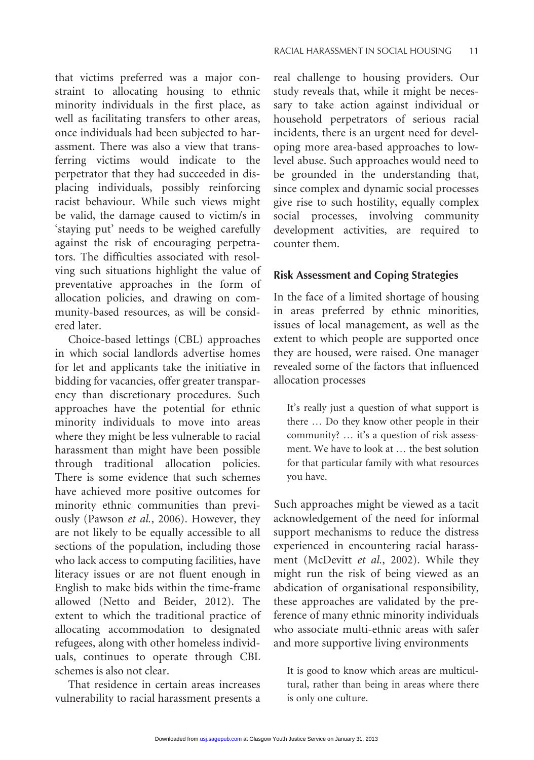that victims preferred was a major constraint to allocating housing to ethnic minority individuals in the first place, as well as facilitating transfers to other areas, once individuals had been subjected to harassment. There was also a view that transferring victims would indicate to the perpetrator that they had succeeded in displacing individuals, possibly reinforcing racist behaviour. While such views might be valid, the damage caused to victim/s in 'staying put' needs to be weighed carefully against the risk of encouraging perpetrators. The difficulties associated with resolving such situations highlight the value of preventative approaches in the form of allocation policies, and drawing on community-based resources, as will be considered later.

Choice-based lettings (CBL) approaches in which social landlords advertise homes for let and applicants take the initiative in bidding for vacancies, offer greater transparency than discretionary procedures. Such approaches have the potential for ethnic minority individuals to move into areas where they might be less vulnerable to racial harassment than might have been possible through traditional allocation policies. There is some evidence that such schemes have achieved more positive outcomes for minority ethnic communities than previously (Pawson *et al.*, 2006). However, they are not likely to be equally accessible to all sections of the population, including those who lack access to computing facilities, have literacy issues or are not fluent enough in English to make bids within the time-frame allowed (Netto and Beider, 2012). The extent to which the traditional practice of allocating accommodation to designated refugees, along with other homeless individuals, continues to operate through CBL schemes is also not clear.

That residence in certain areas increases vulnerability to racial harassment presents a real challenge to housing providers. Our study reveals that, while it might be necessary to take action against individual or household perpetrators of serious racial incidents, there is an urgent need for developing more area-based approaches to low-level abuse. Such approaches would need to be grounded in the understanding that, since complex and dynamic social processes give rise to such hostility, equally complex social processes, involving community development activities, are required to counter them.

## Risk Assessment and Coping Strategies

In the face of a limited shortage of housing in areas preferred by ethnic minorities, issues of local management, as well as the extent to which people are supported once they are housed, were raised. One manager revealed some of the factors that influenced allocation processes

> It's really just a question of what support is there … Do they know other people in their community? … it's a question of risk assessment. We have to look at … the best solution for that particular family with what resources you have.

Such approaches might be viewed as a tacit acknowledgement of the need for informal support mechanisms to reduce the distress experienced in encountering racial harassment (McDevitt *et al.*, 2002). While they might run the risk of being viewed as an abdication of organisational responsibility, these approaches are validated by the preference of many ethnic minority individuals who associate multi-ethnic areas with safer and more supportive living environments

> It is good to know which areas are multicultural, rather than being in areas where there is only one culture.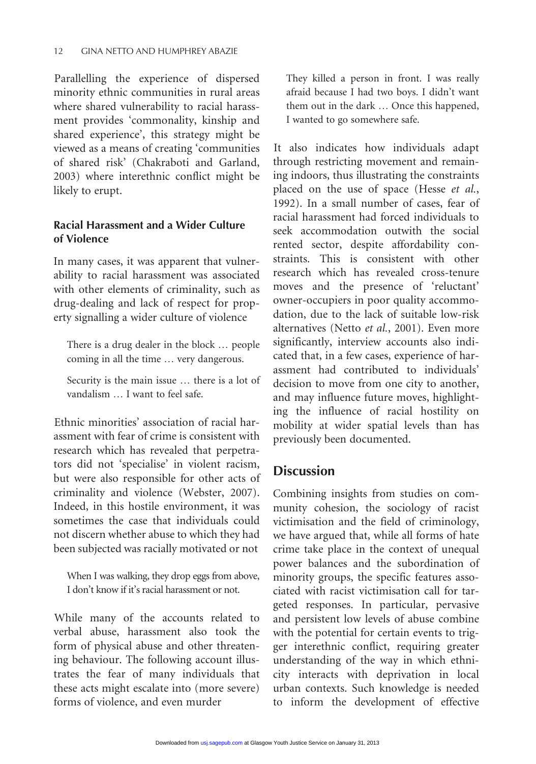Parallelling the experience of dispersed minority ethnic communities in rural areas where shared vulnerability to racial harassment provides 'commonality, kinship and shared experience', this strategy might be viewed as a means of creating 'communities of shared risk' (Chakraboti and Garland, 2003) where interethnic conflict might be likely to erupt.

### Racial Harassment and a Wider Culture of Violence

In many cases, it was apparent that vulnerability to racial harassment was associated with other elements of criminality, such as drug-dealing and lack of respect for property signalling a wider culture of violence

> There is a drug dealer in the block … people coming in all the time … very dangerous.

> Security is the main issue … there is a lot of vandalism … I want to feel safe.

Ethnic minorities' association of racial harassment with fear of crime is consistent with research which has revealed that perpetrators did not 'specialise' in violent racism, but were also responsible for other acts of criminality and violence (Webster, 2007). Indeed, in this hostile environment, it was sometimes the case that individuals could not discern whether abuse to which they had been subjected was racially motivated or not

> When I was walking, they drop eggs from above, I don't know if it's racial harassment or not.

While many of the accounts related to verbal abuse, harassment also took the form of physical abuse and other threatening behaviour. The following account illustrates the fear of many individuals that these acts might escalate into (more severe) forms of violence, and even murder

> They killed a person in front. I was really afraid because I had two boys. I didn't want them out in the dark … Once this happened, I wanted to go somewhere safe.

It also indicates how individuals adapt through restricting movement and remaining indoors, thus illustrating the constraints placed on the use of space (Hesse *et al.*, 1992). In a small number of cases, fear of racial harassment had forced individuals to seek accommodation outwith the social rented sector, despite affordability constraints. This is consistent with other research which has revealed cross-tenure moves and the presence of 'reluctant' owner-occupiers in poor quality accommodation, due to the lack of suitable low-risk alternatives (Netto *et al.*, 2001). Even more significantly, interview accounts also indicated that, in a few cases, experience of harassment had contributed to individuals' decision to move from one city to another, and may influence future moves, highlighting the influence of racial hostility on mobility at wider spatial levels than has previously been documented.

## Discussion

Combining insights from studies on community cohesion, the sociology of racist victimisation and the field of criminology, we have argued that, while all forms of hate crime take place in the context of unequal power balances and the subordination of minority groups, the specific features associated with racist victimisation call for targeted responses. In particular, pervasive and persistent low levels of abuse combine with the potential for certain events to trigger interethnic conflict, requiring greater understanding of the way in which ethnicity interacts with deprivation in local urban contexts. Such knowledge is needed to inform the development of effective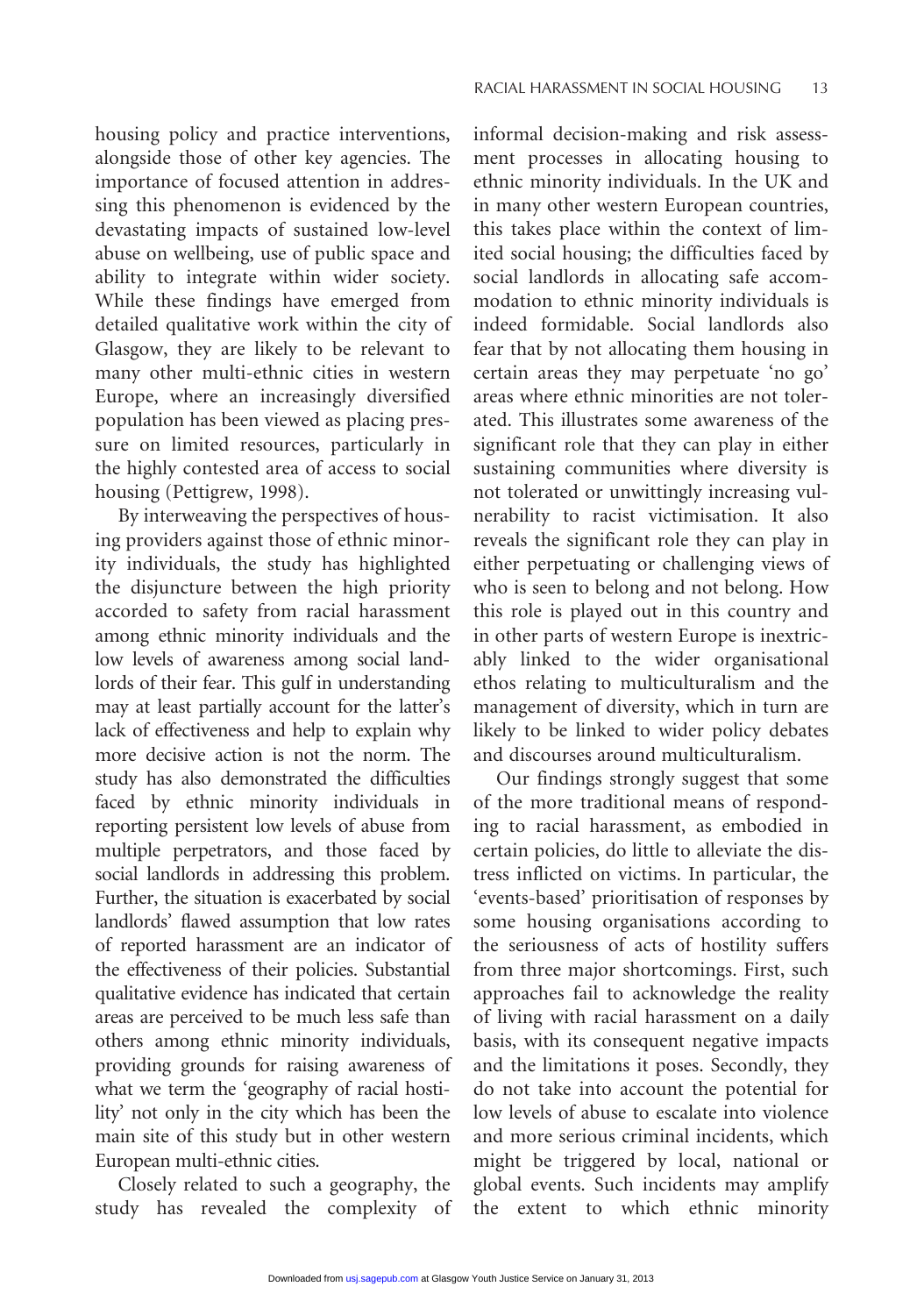housing policy and practice interventions, alongside those of other key agencies. The importance of focused attention in addressing this phenomenon is evidenced by the devastating impacts of sustained low-level abuse on wellbeing, use of public space and ability to integrate within wider society. While these findings have emerged from detailed qualitative work within the city of Glasgow, they are likely to be relevant to many other multi-ethnic cities in western Europe, where an increasingly diversified population has been viewed as placing pressure on limited resources, particularly in the highly contested area of access to social housing (Pettigrew, 1998).

By interweaving the perspectives of housing providers against those of ethnic minority individuals, the study has highlighted the disjuncture between the high priority accorded to safety from racial harassment among ethnic minority individuals and the low levels of awareness among social landlords of their fear. This gulf in understanding may at least partially account for the latter's lack of effectiveness and help to explain why more decisive action is not the norm. The study has also demonstrated the difficulties faced by ethnic minority individuals in reporting persistent low levels of abuse from multiple perpetrators, and those faced by social landlords in addressing this problem. Further, the situation is exacerbated by social landlords' flawed assumption that low rates of reported harassment are an indicator of the effectiveness of their policies. Substantial qualitative evidence has indicated that certain areas are perceived to be much less safe than others among ethnic minority individuals, providing grounds for raising awareness of what we term the 'geography of racial hostility' not only in the city which has been the main site of this study but in other western European multi-ethnic cities.

Closely related to such a geography, the study has revealed the complexity of informal decision-making and risk assessment processes in allocating housing to ethnic minority individuals. In the UK and in many other western European countries, this takes place within the context of limited social housing; the difficulties faced by social landlords in allocating safe accommodation to ethnic minority individuals is indeed formidable. Social landlords also fear that by not allocating them housing in certain areas they may perpetuate 'no go' areas where ethnic minorities are not tolerated. This illustrates some awareness of the significant role that they can play in either sustaining communities where diversity is not tolerated or unwittingly increasing vulnerability to racist victimisation. It also reveals the significant role they can play in either perpetuating or challenging views of who is seen to belong and not belong. How this role is played out in this country and in other parts of western Europe is inextricably linked to the wider organisational ethos relating to multiculturalism and the management of diversity, which in turn are likely to be linked to wider policy debates and discourses around multiculturalism.

Our findings strongly suggest that some of the more traditional means of responding to racial harassment, as embodied in certain policies, do little to alleviate the distress inflicted on victims. In particular, the 'events-based' prioritisation of responses by some housing organisations according to the seriousness of acts of hostility suffers from three major shortcomings. First, such approaches fail to acknowledge the reality of living with racial harassment on a daily basis, with its consequent negative impacts and the limitations it poses. Secondly, they do not take into account the potential for low levels of abuse to escalate into violence and more serious criminal incidents, which might be triggered by local, national or global events. Such incidents may amplify the extent to which ethnic minority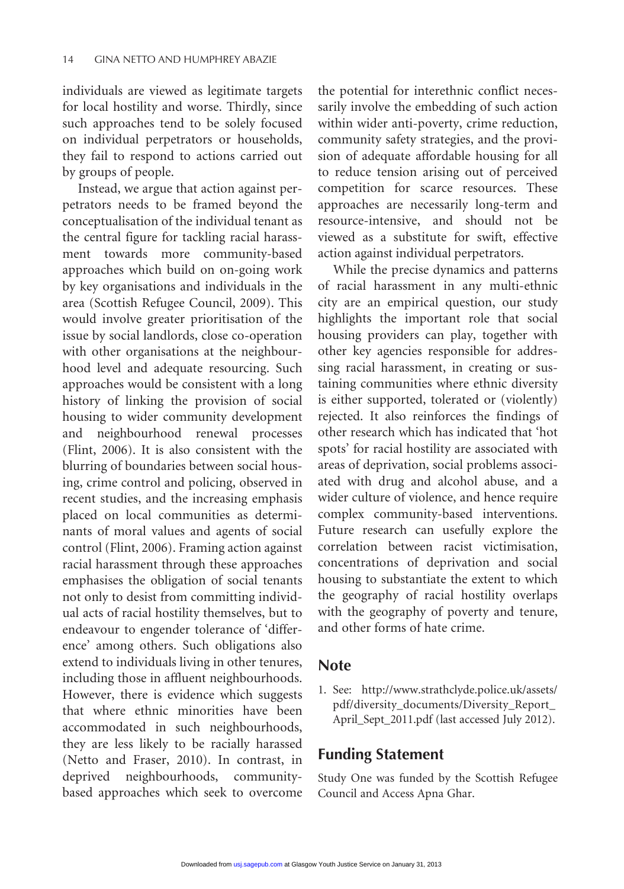individuals are viewed as legitimate targets for local hostility and worse. Thirdly, since such approaches tend to be solely focused on individual perpetrators or households, they fail to respond to actions carried out by groups of people.

Instead, we argue that action against perpetrators needs to be framed beyond the conceptualisation of the individual tenant as the central figure for tackling racial harassment towards more community-based approaches which build on on-going work by key organisations and individuals in the area (Scottish Refugee Council, 2009). This would involve greater prioritisation of the issue by social landlords, close co-operation with other organisations at the neighbourhood level and adequate resourcing. Such approaches would be consistent with a long history of linking the provision of social housing to wider community development and neighbourhood renewal processes (Flint, 2006). It is also consistent with the blurring of boundaries between social housing, crime control and policing, observed in recent studies, and the increasing emphasis placed on local communities as determinants of moral values and agents of social control (Flint, 2006). Framing action against racial harassment through these approaches emphasises the obligation of social tenants not only to desist from committing individual acts of racial hostility themselves, but to endeavour to engender tolerance of 'difference' among others. Such obligations also extend to individuals living in other tenures, including those in affluent neighbourhoods. However, there is evidence which suggests that where ethnic minorities have been accommodated in such neighbourhoods, they are less likely to be racially harassed (Netto and Fraser, 2010). In contrast, in deprived neighbourhoods, community-based approaches which seek to overcome the potential for interethnic conflict necessarily involve the embedding of such action within wider anti-poverty, crime reduction, community safety strategies, and the provision of adequate affordable housing for all to reduce tension arising out of perceived competition for scarce resources. These approaches are necessarily long-term and resource-intensive, and should not be viewed as a substitute for swift, effective action against individual perpetrators.

While the precise dynamics and patterns of racial harassment in any multi-ethnic city are an empirical question, our study highlights the important role that social housing providers can play, together with other key agencies responsible for addressing racial harassment, in creating or sustaining communities where ethnic diversity is either supported, tolerated or (violently) rejected. It also reinforces the findings of other research which has indicated that 'hot spots' for racial hostility are associated with areas of deprivation, social problems associated with drug and alcohol abuse, and a wider culture of violence, and hence require complex community-based interventions. Future research can usefully explore the correlation between racist victimisation, concentrations of deprivation and social housing to substantiate the extent to which the geography of racial hostility overlaps with the geography of poverty and tenure, and other forms of hate crime.

## Note

1. See: http://www.strathclyde.police.uk/assets/pdf/diversity_documents/Diversity_Report_April_Sept_2011.pdf (last accessed July 2012).

## Funding Statement

Study One was funded by the Scottish Refugee Council and Access Apna Ghar.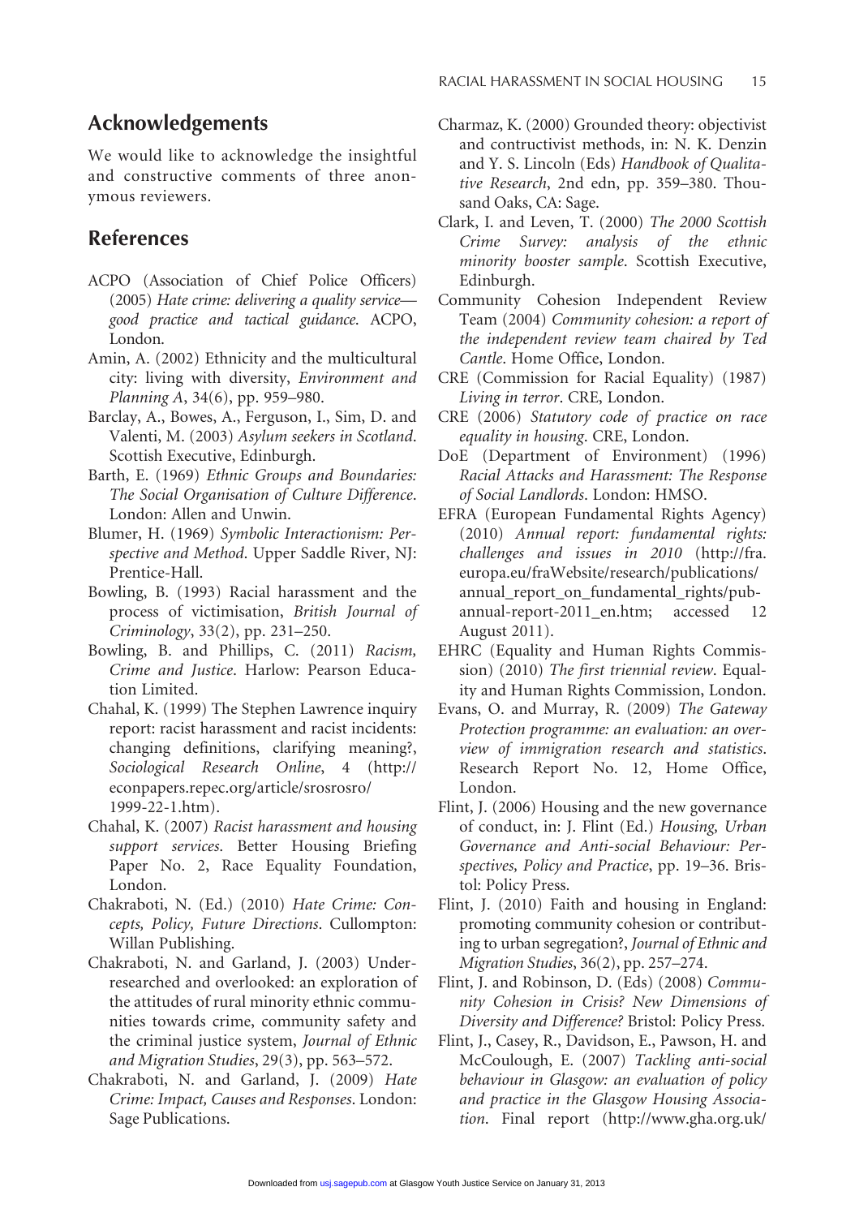## Acknowledgements

We would like to acknowledge the insightful and constructive comments of three anonymous reviewers.

## References

ACPO (Association of Chief Police Officers) (2005) *Hate crime: delivering a quality service—good practice and tactical guidance*. ACPO, London.

Amin, A. (2002) Ethnicity and the multicultural city: living with diversity, *Environment and Planning A*, 34(6), pp. 959–980.

Barclay, A., Bowes, A., Ferguson, I., Sim, D. and Valenti, M. (2003) *Asylum seekers in Scotland*. Scottish Executive, Edinburgh.

Barth, E. (1969) *Ethnic Groups and Boundaries: The Social Organisation of Culture Difference*. London: Allen and Unwin.

Blumer, H. (1969) *Symbolic Interactionism: Perspective and Method*. Upper Saddle River, NJ: Prentice-Hall.

Bowling, B. (1993) Racial harassment and the process of victimisation, *British Journal of Criminology*, 33(2), pp. 231–250.

Bowling, B. and Phillips, C. (2011) *Racism, Crime and Justice*. Harlow: Pearson Education Limited.

Chahal, K. (1999) The Stephen Lawrence inquiry report: racist harassment and racist incidents: changing definitions, clarifying meaning?, *Sociological Research Online*, 4 (http://econpapers.repec.org/article/srosrosro/1999-22-1.htm).

Chahal, K. (2007) *Racist harassment and housing support services*. Better Housing Briefing Paper No. 2, Race Equality Foundation, London.

Chakraboti, N. (Ed.) (2010) *Hate Crime: Concepts, Policy, Future Directions*. Cullompton: Willan Publishing.

Chakraboti, N. and Garland, J. (2003) Under-researched and overlooked: an exploration of the attitudes of rural minority ethnic communities towards crime, community safety and the criminal justice system, *Journal of Ethnic and Migration Studies*, 29(3), pp. 563–572.

Chakraboti, N. and Garland, J. (2009) *Hate Crime: Impact, Causes and Responses*. London: Sage Publications.

Charmaz, K. (2000) Grounded theory: objectivist and contructivist methods, in: N. K. Denzin and Y. S. Lincoln (Eds) *Handbook of Qualitative Research*, 2nd edn, pp. 359–380. Thousand Oaks, CA: Sage.

Clark, I. and Leven, T. (2000) *The 2000 Scottish Crime Survey: analysis of the ethnic minority booster sample*. Scottish Executive, Edinburgh.

Community Cohesion Independent Review Team (2004) *Community cohesion: a report of the independent review team chaired by Ted Cantle*. Home Office, London.

CRE (Commission for Racial Equality) (1987) *Living in terror*. CRE, London.

CRE (2006) *Statutory code of practice on race equality in housing*. CRE, London.

DoE (Department of Environment) (1996) *Racial Attacks and Harassment: The Response of Social Landlords*. London: HMSO.

EFRA (European Fundamental Rights Agency) (2010) *Annual report: fundamental rights: challenges and issues in 2010* (http://fra.europa.eu/fraWebsite/research/publications/annual_report_on_fundamental_rights/pub-annual-report-2011_en.htm; accessed 12 August 2011).

EHRC (Equality and Human Rights Commission) (2010) *The first triennial review*. Equality and Human Rights Commission, London.

Evans, O. and Murray, R. (2009) *The Gateway Protection programme: an evaluation: an overview of immigration research and statistics*. Research Report No. 12, Home Office, London.

Flint, J. (2006) Housing and the new governance of conduct, in: J. Flint (Ed.) *Housing, Urban Governance and Anti-social Behaviour: Perspectives, Policy and Practice*, pp. 19–36. Bristol: Policy Press.

Flint, J. (2010) Faith and housing in England: promoting community cohesion or contributing to urban segregation?, *Journal of Ethnic and Migration Studies*, 36(2), pp. 257–274.

Flint, J. and Robinson, D. (Eds) (2008) *Community Cohesion in Crisis? New Dimensions of Diversity and Difference?* Bristol: Policy Press.

Flint, J., Casey, R., Davidson, E., Pawson, H. and McCoulough, E. (2007) *Tackling anti-social behaviour in Glasgow: an evaluation of policy and practice in the Glasgow Housing Association*. Final report (http://www.gha.org.uk/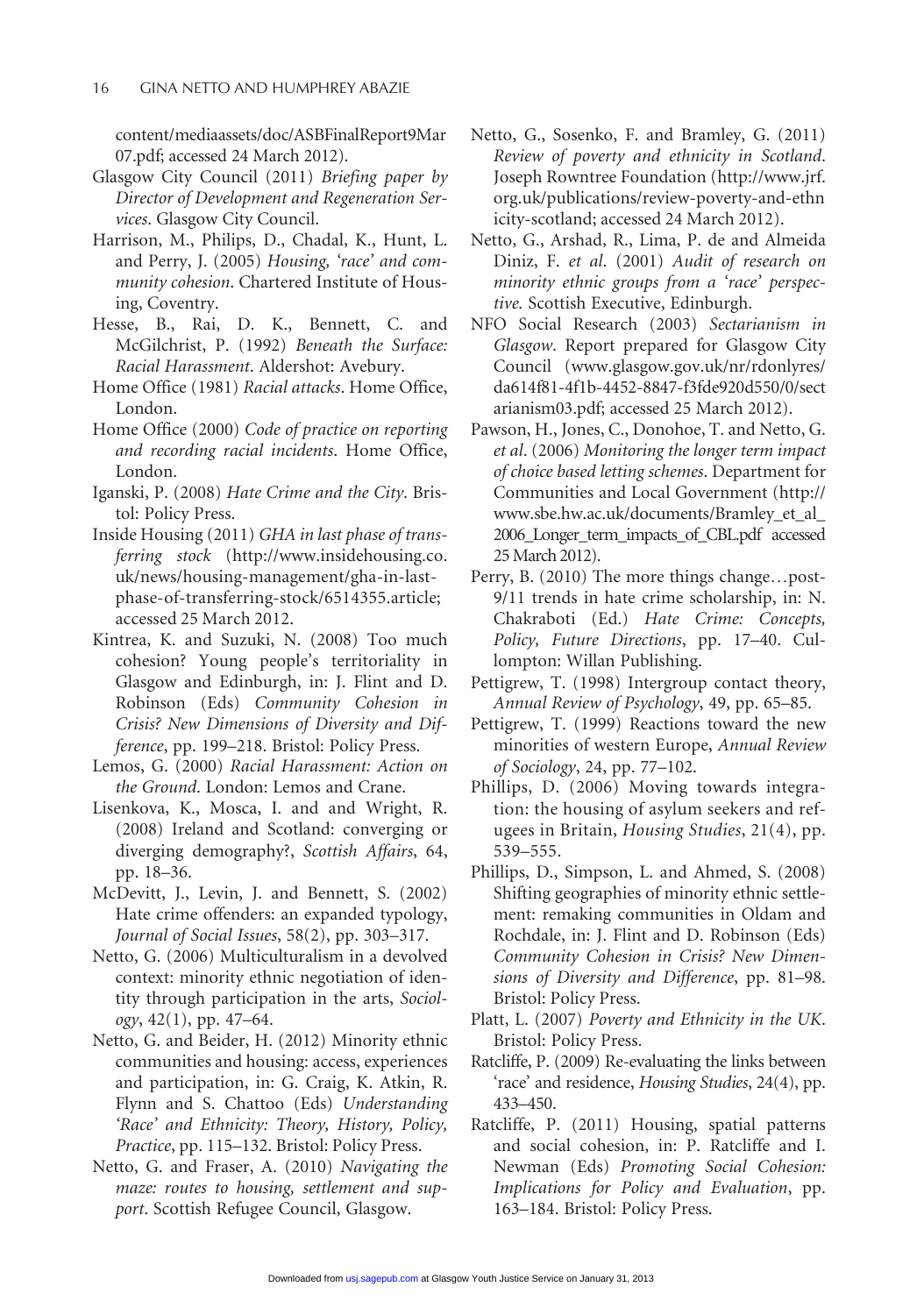content/mediaassets/doc/ASBFinalReport9Mar07.pdf; accessed 24 March 2012).

Glasgow City Council (2011) *Briefing paper by Director of Development and Regeneration Services*. Glasgow City Council.

Harrison, M., Philips, D., Chadal, K., Hunt, L. and Perry, J. (2005) *Housing, 'race' and community cohesion*. Chartered Institute of Housing, Coventry.

Hesse, B., Rai, D. K., Bennett, C. and McGilchrist, P. (1992) *Beneath the Surface: Racial Harassment*. Aldershot: Avebury.

Home Office (1981) *Racial attacks*. Home Office, London.

Home Office (2000) *Code of practice on reporting and recording racial incidents*. Home Office, London.

Iganski, P. (2008) *Hate Crime and the City*. Bristol: Policy Press.

Inside Housing (2011) *GHA in last phase of transferring stock* (http://www.insidehousing.co.uk/news/housing-management/gha-in-last-phase-of-transferring-stock/6514355.article; accessed 25 March 2012).

Kintrea, K. and Suzuki, N. (2008) Too much cohesion? Young people's territoriality in Glasgow and Edinburgh, in: J. Flint and D. Robinson (Eds) *Community Cohesion in Crisis? New Dimensions of Diversity and Difference*, pp. 199–218. Bristol: Policy Press.

Lemos, G. (2000) *Racial Harassment: Action on the Ground*. London: Lemos and Crane.

Lisenkova, K., Mosca, I. and and Wright, R. (2008) Ireland and Scotland: converging or diverging demography?, *Scottish Affairs*, 64, pp. 18–36.

McDevitt, J., Levin, J. and Bennett, S. (2002) Hate crime offenders: an expanded typology, *Journal of Social Issues*, 58(2), pp. 303–317.

Netto, G. (2006) Multiculturalism in a devolved context: minority ethnic negotiation of identity through participation in the arts, *Sociology*, 42(1), pp. 47–64.

Netto, G. and Beider, H. (2012) Minority ethnic communities and housing: access, experiences and participation, in: G. Craig, K. Atkin, R. Flynn and S. Chattoo (Eds) *Understanding 'Race' and Ethnicity: Theory, History, Policy, Practice*, pp. 115–132. Bristol: Policy Press.

Netto, G. and Fraser, A. (2010) *Navigating the maze: routes to housing, settlement and support*. Scottish Refugee Council, Glasgow.

Netto, G., Sosenko, F. and Bramley, G. (2011) *Review of poverty and ethnicity in Scotland*. Joseph Rowntree Foundation (http://www.jrf.org.uk/publications/review-poverty-and-ethnicity-scotland; accessed 24 March 2012).

Netto, G., Arshad, R., Lima, P. de and Almeida Diniz, F. *et al*. (2001) *Audit of research on minority ethnic groups from a 'race' perspective.* Scottish Executive, Edinburgh.

NFO Social Research (2003) *Sectarianism in Glasgow*. Report prepared for Glasgow City Council (www.glasgow.gov.uk/nr/rdonlyres/da614f81-4f1b-4452-8847-f3fde920d550/0/sectarianism03.pdf; accessed 25 March 2012).

Pawson, H., Jones, C., Donohoe, T. and Netto, G. *et al*. (2006) *Monitoring the longer term impact of choice based letting schemes*. Department for Communities and Local Government (http://www.sbe.hw.ac.uk/documents/Bramley_et_al_2006_Longer_term_impacts_of_CBL.pdf accessed 25 March 2012).

Perry, B. (2010) The more things change…post-9/11 trends in hate crime scholarship, in: N. Chakraboti (Ed.) *Hate Crime: Concepts, Policy, Future Directions*, pp. 17–40. Cullompton: Willan Publishing.

Pettigrew, T. (1998) Intergroup contact theory, *Annual Review of Psychology*, 49, pp. 65–85.

Pettigrew, T. (1999) Reactions toward the new minorities of western Europe, *Annual Review of Sociology*, 24, pp. 77–102.

Phillips, D. (2006) Moving towards integration: the housing of asylum seekers and refugees in Britain, *Housing Studies*, 21(4), pp. 539–555.

Phillips, D., Simpson, L. and Ahmed, S. (2008) Shifting geographies of minority ethnic settlement: remaking communities in Oldam and Rochdale, in: J. Flint and D. Robinson (Eds) *Community Cohesion in Crisis? New Dimensions of Diversity and Difference*, pp. 81–98. Bristol: Policy Press.

Platt, L. (2007) *Poverty and Ethnicity in the UK*. Bristol: Policy Press.

Ratcliffe, P. (2009) Re-evaluating the links between 'race' and residence, *Housing Studies*, 24(4), pp. 433–450.

Ratcliffe, P. (2011) Housing, spatial patterns and social cohesion, in: P. Ratcliffe and I. Newman (Eds) *Promoting Social Cohesion: Implications for Policy and Evaluation*, pp. 163–184. Bristol: Policy Press.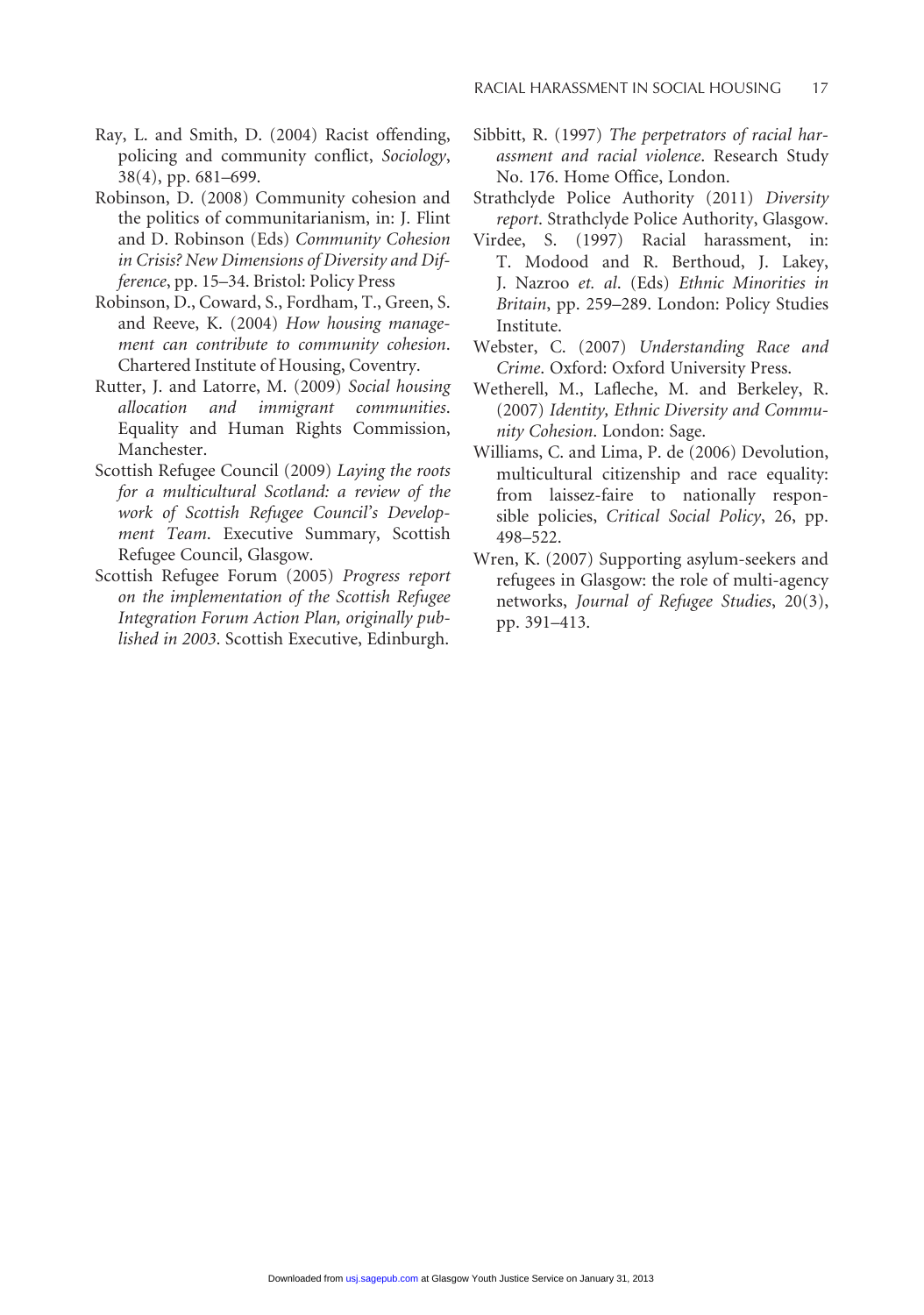Ray, L. and Smith, D. (2004) Racist offending, policing and community conflict, *Sociology*, 38(4), pp. 681–699.

Robinson, D. (2008) Community cohesion and the politics of communitarianism, in: J. Flint and D. Robinson (Eds) *Community Cohesion in Crisis? New Dimensions of Diversity and Difference*, pp. 15–34. Bristol: Policy Press

Robinson, D., Coward, S., Fordham, T., Green, S. and Reeve, K. (2004) *How housing management can contribute to community cohesion*. Chartered Institute of Housing, Coventry.

Rutter, J. and Latorre, M. (2009) *Social housing allocation and immigrant communities*. Equality and Human Rights Commission, Manchester.

Scottish Refugee Council (2009) *Laying the roots for a multicultural Scotland: a review of the work of Scottish Refugee Council's Development Team*. Executive Summary, Scottish Refugee Council, Glasgow.

Scottish Refugee Forum (2005) *Progress report on the implementation of the Scottish Refugee Integration Forum Action Plan, originally published in 2003*. Scottish Executive, Edinburgh.

Sibbitt, R. (1997) *The perpetrators of racial harassment and racial violence*. Research Study No. 176. Home Office, London.

Strathclyde Police Authority (2011) *Diversity report*. Strathclyde Police Authority, Glasgow.

Virdee, S. (1997) Racial harassment, in: T. Modood and R. Berthoud, J. Lakey, J. Nazroo *et. al*. (Eds) *Ethnic Minorities in Britain*, pp. 259–289. London: Policy Studies Institute.

Webster, C. (2007) *Understanding Race and Crime*. Oxford: Oxford University Press.

Wetherell, M., Lafleche, M. and Berkeley, R. (2007) *Identity, Ethnic Diversity and Community Cohesion*. London: Sage.

Williams, C. and Lima, P. de (2006) Devolution, multicultural citizenship and race equality: from laissez-faire to nationally responsible policies, *Critical Social Policy*, 26, pp. 498–522.

Wren, K. (2007) Supporting asylum-seekers and refugees in Glasgow: the role of multi-agency networks, *Journal of Refugee Studies*, 20(3), pp. 391–413.